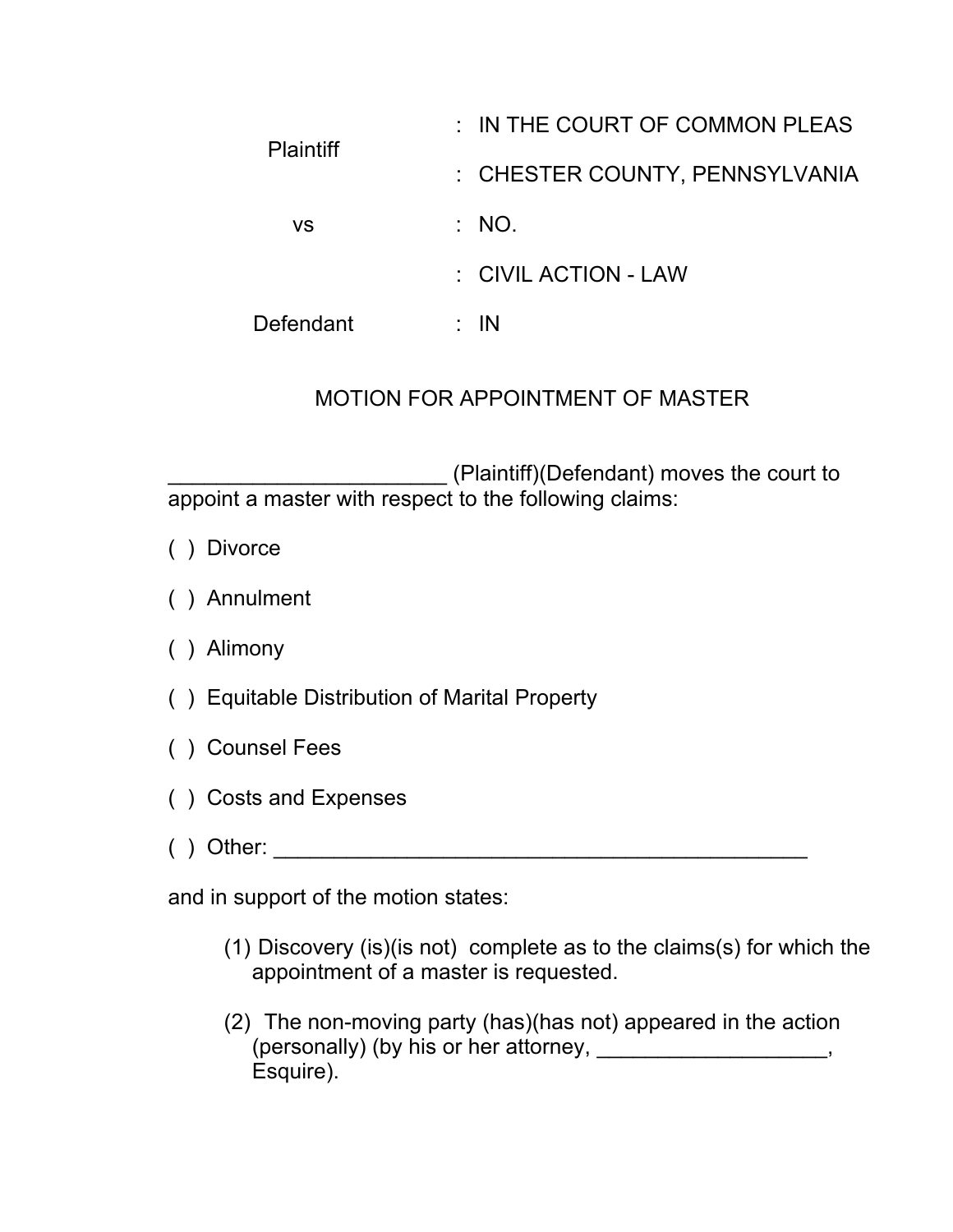| | | |
|---|---|---|
| | : | IN THE COURT OF COMMON PLEAS |
| Plaintiff | | |
| | : | CHESTER COUNTY, PENNSYLVANIA |
| vs | : | NO. |
| | : | CIVIL ACTION - LAW |
| Defendant | : | IN |

## MOTION FOR APPOINTMENT OF MASTER

_______________________ (Plaintiff)(Defendant) moves the court to appoint a master with respect to the following claims:

( ) Divorce

( ) Annulment

( ) Alimony

( ) Equitable Distribution of Marital Property

( ) Counsel Fees

( ) Costs and Expenses

( ) Other: ______________________________________________

and in support of the motion states:

(1) Discovery (is)(is not) complete as to the claims(s) for which the appointment of a master is requested.

(2) The non-moving party (has)(has not) appeared in the action (personally) (by his or her attorney, ___________________, Esquire).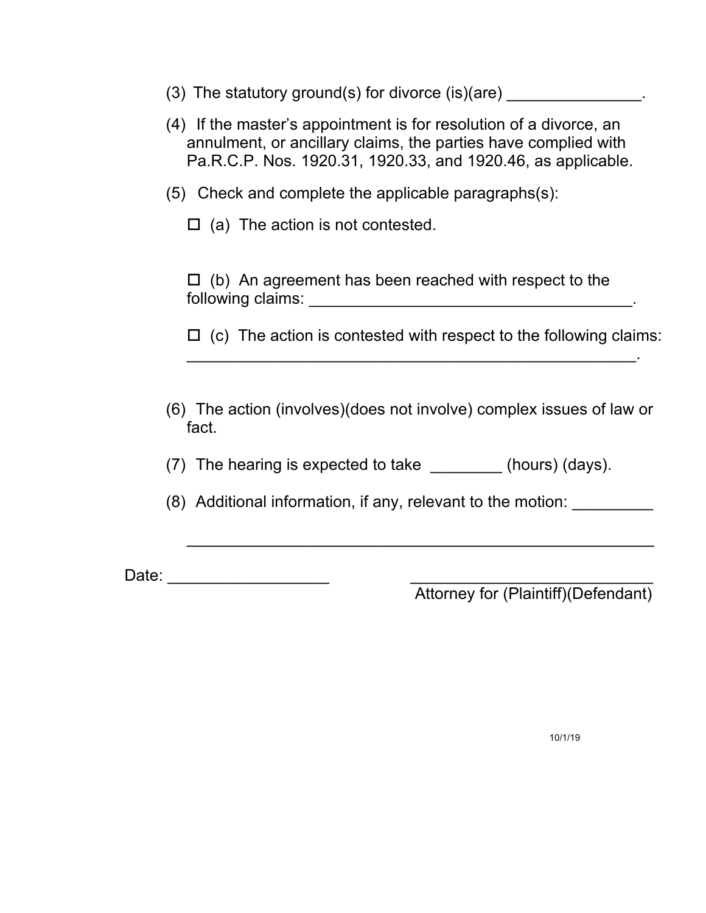(3) The statutory ground(s) for divorce (is)(are) _______________.

(4) If the master's appointment is for resolution of a divorce, an annulment, or ancillary claims, the parties have complied with Pa.R.C.P. Nos. 1920.31, 1920.33, and 1920.46, as applicable.

(5) Check and complete the applicable paragraphs(s):

☐ (a) The action is not contested.

☐ (b) An agreement has been reached with respect to the following claims: _____________________________________.

☐ (c) The action is contested with respect to the following claims: ____________________________________________________.

(6) The action (involves)(does not involve) complex issues of law or fact.

(7) The hearing is expected to take ________ (hours) (days).

(8) Additional information, if any, relevant to the motion: _________

______________________________________________________

Date: __________________ ____________________________
Attorney for (Plaintiff)(Defendant)

10/1/19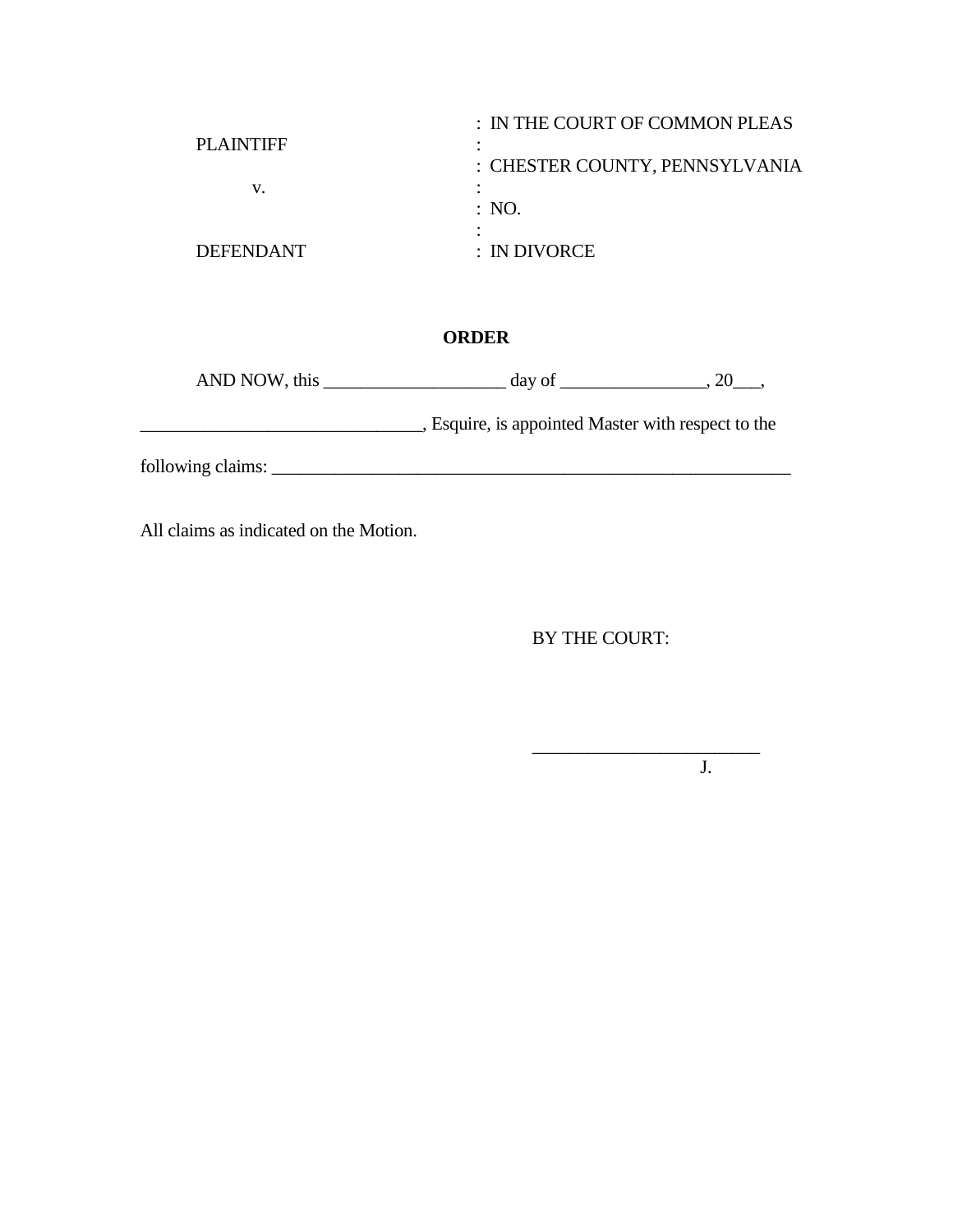| | | |
|---|---|---|
| | : | IN THE COURT OF COMMON PLEAS |
| PLAINTIFF | : | |
| | : | CHESTER COUNTY, PENNSYLVANIA |
| v. | : | |
| | : | NO. |
| | : | |
| DEFENDANT | : | IN DIVORCE |

**ORDER**

AND NOW, this ____________________ day of ________________, 20___,

_______________________________, Esquire, is appointed Master with respect to the

following claims: ____________________________________________________________

All claims as indicated on the Motion.

BY THE COURT:

_________________________
J.